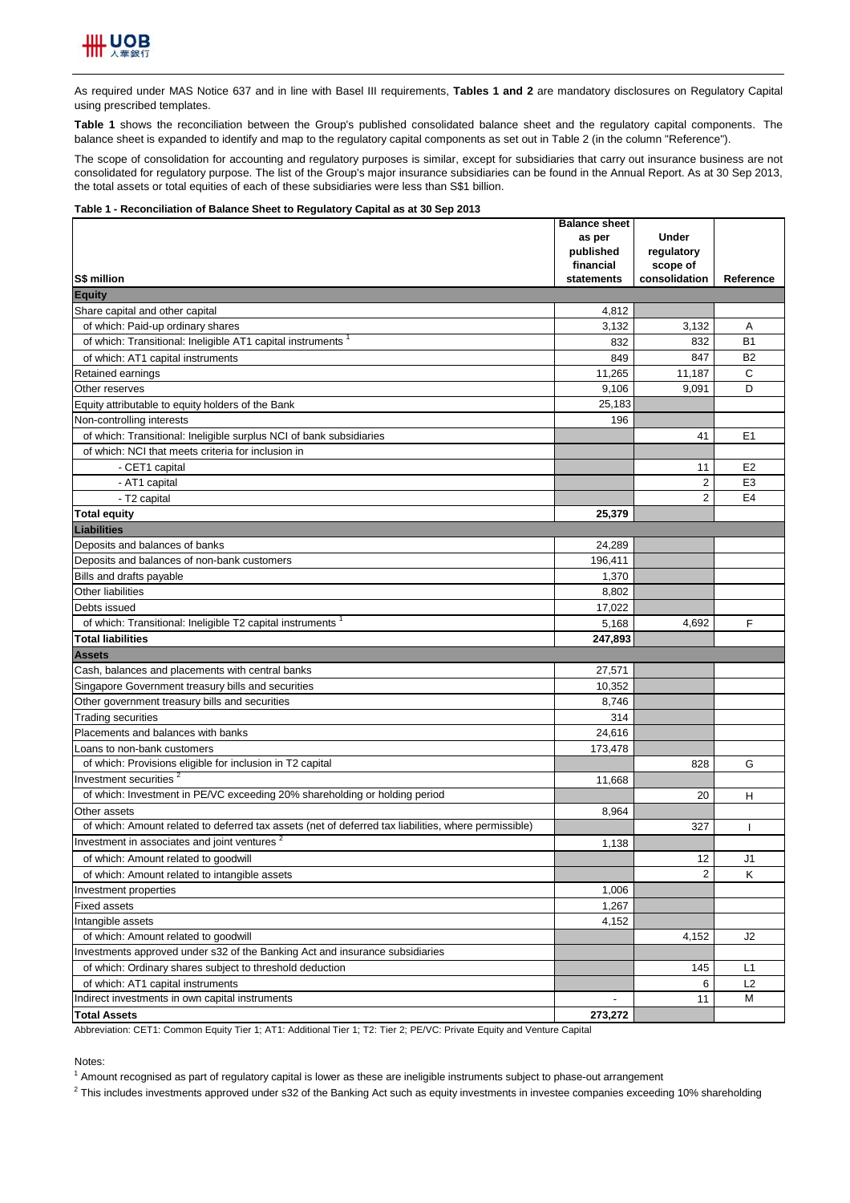As required under MAS Notice 637 and in line with Basel III requirements, **Tables 1 and 2** are mandatory disclosures on Regulatory Capital using prescribed templates.

**Table 1** shows the reconciliation between the Group's published consolidated balance sheet and the regulatory capital components. The balance sheet is expanded to identify and map to the regulatory capital components as set out in Table 2 (in the column "Reference").

The scope of consolidation for accounting and regulatory purposes is similar, except for subsidiaries that carry out insurance business are not consolidated for regulatory purpose. The list of the Group's major insurance subsidiaries can be found in the Annual Report. As at 30 Sep 2013, the total assets or total equities of each of these subsidiaries were less than S$1 billion.

**Table 1 - Reconciliation of Balance Sheet to Regulatory Capital as at 30 Sep 2013**

| S$ million | Balance sheet as per published financial statements | Under regulatory scope of consolidation | Reference |
|---|---|---|---|
| **Equity** | | | |
| Share capital and other capital | 4,812 | | |
| of which: Paid-up ordinary shares | 3,132 | 3,132 | A |
| of which: Transitional: Ineligible AT1 capital instruments [1] | 832 | 832 | B1 |
| of which: AT1 capital instruments | 849 | 847 | B2 |
| Retained earnings | 11,265 | 11,187 | C |
| Other reserves | 9,106 | 9,091 | D |
| Equity attributable to equity holders of the Bank | 25,183 | | |
| Non-controlling interests | 196 | | |
| of which: Transitional: Ineligible surplus NCI of bank subsidiaries | | 41 | E1 |
| of which: NCI that meets criteria for inclusion in | | | |
| - CET1 capital | | 11 | E2 |
| - AT1 capital | | 2 | E3 |
| - T2 capital | | 2 | E4 |
| **Total equity** | **25,379** | | |
| **Liabilities** | | | |
| Deposits and balances of banks | 24,289 | | |
| Deposits and balances of non-bank customers | 196,411 | | |
| Bills and drafts payable | 1,370 | | |
| Other liabilities | 8,802 | | |
| Debts issued | 17,022 | | |
| of which: Transitional: Ineligible T2 capital instruments [1] | 5,168 | 4,692 | F |
| **Total liabilities** | **247,893** | | |
| **Assets** | | | |
| Cash, balances and placements with central banks | 27,571 | | |
| Singapore Government treasury bills and securities | 10,352 | | |
| Other government treasury bills and securities | 8,746 | | |
| Trading securities | 314 | | |
| Placements and balances with banks | 24,616 | | |
| Loans to non-bank customers | 173,478 | | |
| of which: Provisions eligible for inclusion in T2 capital | | 828 | G |
| Investment securities [2] | 11,668 | | |
| of which: Investment in PE/VC exceeding 20% shareholding or holding period | | 20 | H |
| Other assets | 8,964 | | |
| of which: Amount related to deferred tax assets (net of deferred tax liabilities, where permissible) | | 327 | I |
| Investment in associates and joint ventures [2] | 1,138 | | |
| of which: Amount related to goodwill | | 12 | J1 |
| of which: Amount related to intangible assets | | 2 | K |
| Investment properties | 1,006 | | |
| Fixed assets | 1,267 | | |
| Intangible assets | 4,152 | | |
| of which: Amount related to goodwill | | 4,152 | J2 |
| Investments approved under s32 of the Banking Act and insurance subsidiaries | | | |
| of which: Ordinary shares subject to threshold deduction | | 145 | L1 |
| of which: AT1 capital instruments | | 6 | L2 |
| Indirect investments in own capital instruments | - | 11 | M |
| **Total Assets** | **273,272** | | |

Abbreviation: CET1: Common Equity Tier 1; AT1: Additional Tier 1; T2: Tier 2; PE/VC: Private Equity and Venture Capital

Notes:

[1] Amount recognised as part of regulatory capital is lower as these are ineligible instruments subject to phase-out arrangement

[2] This includes investments approved under s32 of the Banking Act such as equity investments in investee companies exceeding 10% shareholding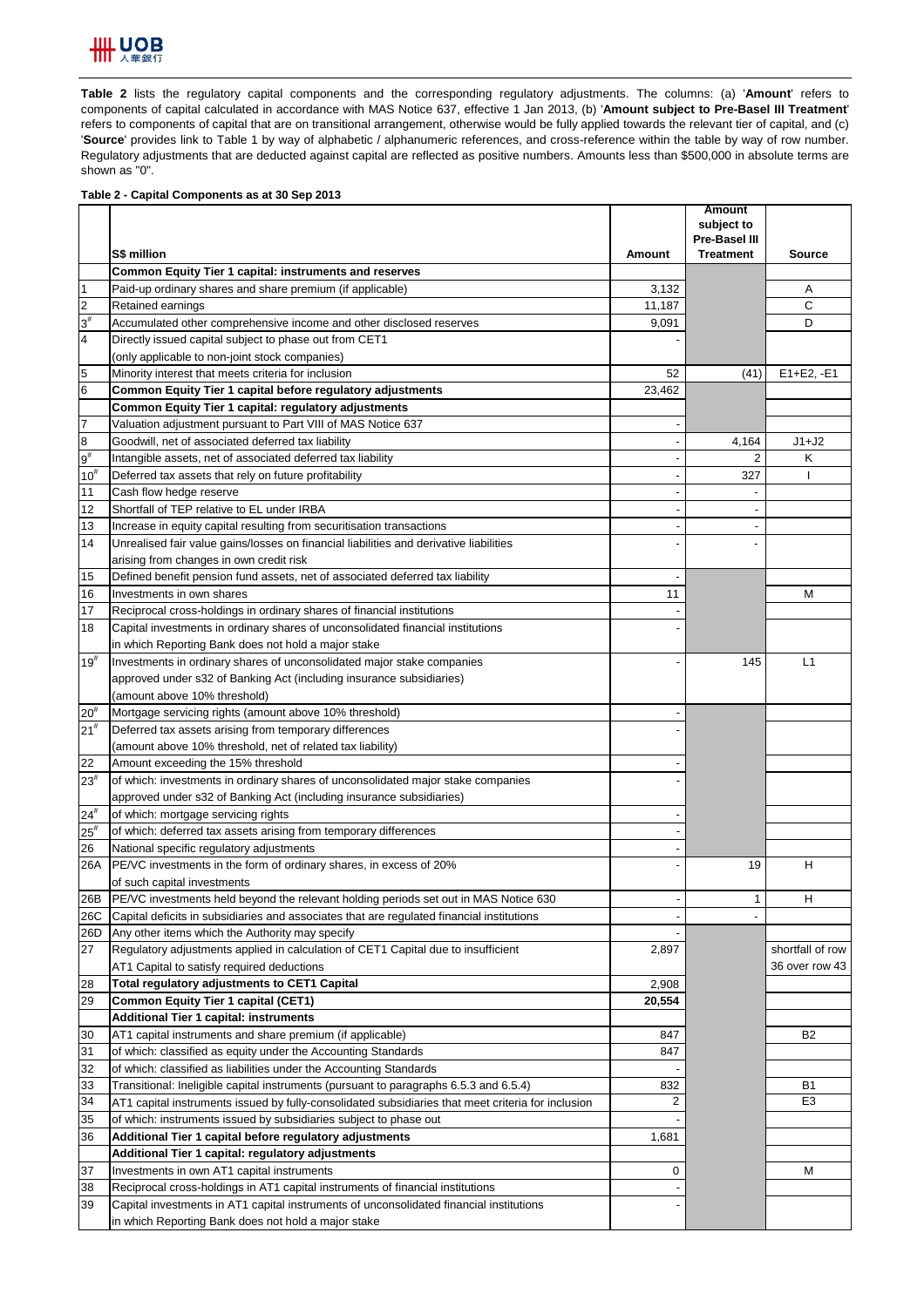**Table 2** lists the regulatory capital components and the corresponding regulatory adjustments. The columns: (a) '**Amount**' refers to components of capital calculated in accordance with MAS Notice 637, effective 1 Jan 2013, (b) '**Amount subject to Pre-Basel III Treatment**' refers to components of capital that are on transitional arrangement, otherwise would be fully applied towards the relevant tier of capital, and (c) '**Source**' provides link to Table 1 by way of alphabetic / alphanumeric references, and cross-reference within the table by way of row number. Regulatory adjustments that are deducted against capital are reflected as positive numbers. Amounts less than $500,000 in absolute terms are shown as "0".

**Table 2 - Capital Components as at 30 Sep 2013**

| | S$ million | Amount | Amount subject to Pre-Basel III Treatment | Source |
|---|---|---|---|---|
| | **Common Equity Tier 1 capital: instruments and reserves** | | | |
| 1 | Paid-up ordinary shares and share premium (if applicable) | 3,132 | | A |
| 2 | Retained earnings | 11,187 | | C |
| 3# | Accumulated other comprehensive income and other disclosed reserves | 9,091 | | D |
| 4 | Directly issued capital subject to phase out from CET1 (only applicable to non-joint stock companies) | - | | |
| 5 | Minority interest that meets criteria for inclusion | 52 | (41) | E1+E2, -E1 |
| 6 | **Common Equity Tier 1 capital before regulatory adjustments** | 23,462 | | |
| | **Common Equity Tier 1 capital: regulatory adjustments** | | | |
| 7 | Valuation adjustment pursuant to Part VIII of MAS Notice 637 | - | | |
| 8 | Goodwill, net of associated deferred tax liability | - | 4,164 | J1+J2 |
| 9# | Intangible assets, net of associated deferred tax liability | - | 2 | K |
| 10# | Deferred tax assets that rely on future profitability | - | 327 | I |
| 11 | Cash flow hedge reserve | - | - | |
| 12 | Shortfall of TEP relative to EL under IRBA | - | - | |
| 13 | Increase in equity capital resulting from securitisation transactions | - | - | |
| 14 | Unrealised fair value gains/losses on financial liabilities and derivative liabilities arising from changes in own credit risk | - | - | |
| 15 | Defined benefit pension fund assets, net of associated deferred tax liability | - | | |
| 16 | Investments in own shares | 11 | | M |
| 17 | Reciprocal cross-holdings in ordinary shares of financial institutions | - | | |
| 18 | Capital investments in ordinary shares of unconsolidated financial institutions in which Reporting Bank does not hold a major stake | - | | |
| 19# | Investments in ordinary shares of unconsolidated major stake companies approved under s32 of Banking Act (including insurance subsidiaries) (amount above 10% threshold) | - | 145 | L1 |
| 20# | Mortgage servicing rights (amount above 10% threshold) | - | | |
| 21# | Deferred tax assets arising from temporary differences (amount above 10% threshold, net of related tax liability) | - | | |
| 22 | Amount exceeding the 15% threshold | - | | |
| 23# | of which: investments in ordinary shares of unconsolidated major stake companies approved under s32 of Banking Act (including insurance subsidiaries) | - | | |
| 24# | of which: mortgage servicing rights | - | | |
| 25# | of which: deferred tax assets arising from temporary differences | - | | |
| 26 | National specific regulatory adjustments | - | | |
| 26A | PE/VC investments in the form of ordinary shares, in excess of 20% of such capital investments | - | 19 | H |
| 26B | PE/VC investments held beyond the relevant holding periods set out in MAS Notice 630 | - | 1 | H |
| 26C | Capital deficits in subsidiaries and associates that are regulated financial institutions | - | - | |
| 26D | Any other items which the Authority may specify | - | | |
| 27 | Regulatory adjustments applied in calculation of CET1 Capital due to insufficient AT1 Capital to satisfy required deductions | 2,897 | | shortfall of row 36 over row 43 |
| 28 | **Total regulatory adjustments to CET1 Capital** | 2,908 | | |
| 29 | **Common Equity Tier 1 capital (CET1)** | **20,554** | | |
| | **Additional Tier 1 capital: instruments** | | | |
| 30 | AT1 capital instruments and share premium (if applicable) | 847 | | B2 |
| 31 | of which: classified as equity under the Accounting Standards | 847 | | |
| 32 | of which: classified as liabilities under the Accounting Standards | - | | |
| 33 | Transitional: Ineligible capital instruments (pursuant to paragraphs 6.5.3 and 6.5.4) | 832 | | B1 |
| 34 | AT1 capital instruments issued by fully-consolidated subsidiaries that meet criteria for inclusion | 2 | | E3 |
| 35 | of which: instruments issued by subsidiaries subject to phase out | - | | |
| 36 | **Additional Tier 1 capital before regulatory adjustments** | 1,681 | | |
| | **Additional Tier 1 capital: regulatory adjustments** | | | |
| 37 | Investments in own AT1 capital instruments | 0 | | M |
| 38 | Reciprocal cross-holdings in AT1 capital instruments of financial institutions | - | | |
| 39 | Capital investments in AT1 capital instruments of unconsolidated financial institutions in which Reporting Bank does not hold a major stake | - | | |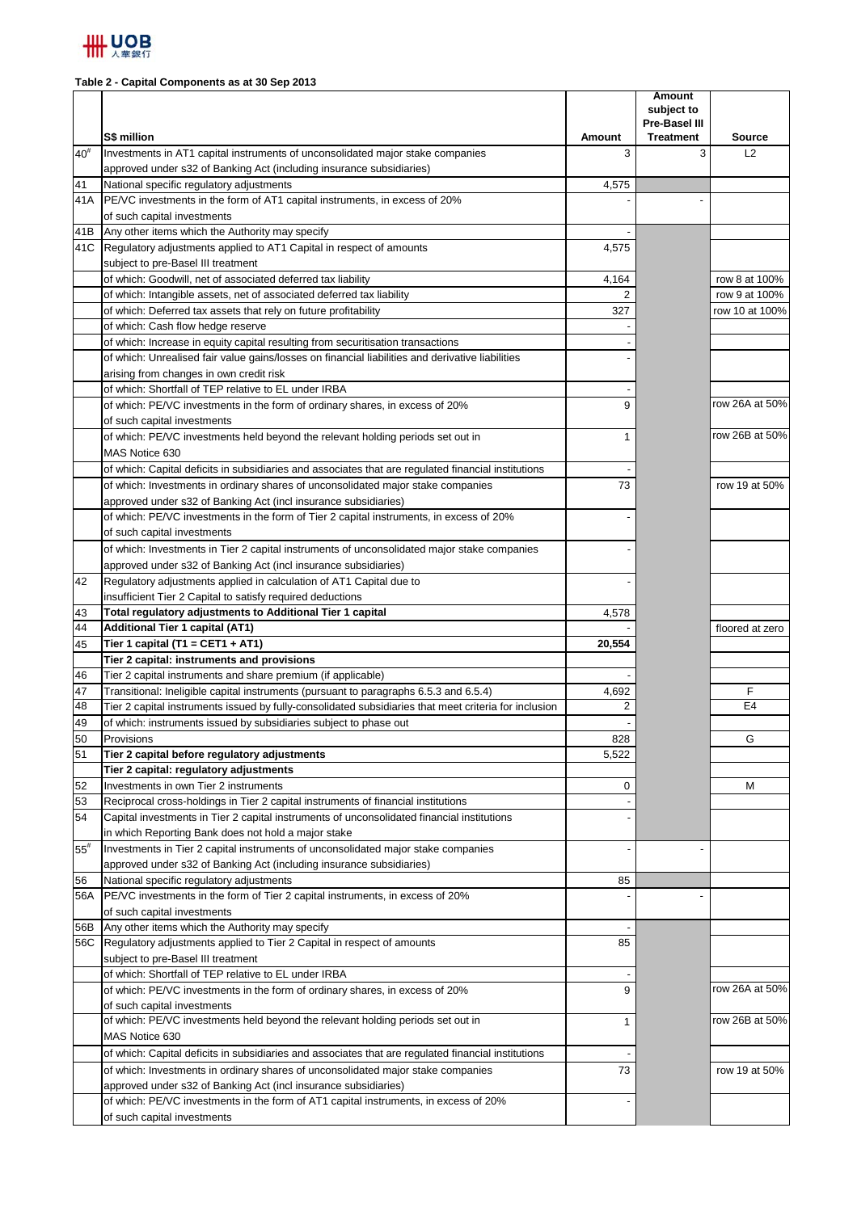**Table 2 - Capital Components as at 30 Sep 2013**

| | S$ million | Amount | Amount subject to Pre-Basel III Treatment | Source |
|---|---|---|---|---|
| 40[#] | Investments in AT1 capital instruments of unconsolidated major stake companies approved under s32 of Banking Act (including insurance subsidiaries) | 3 | 3 | L2 |
| 41 | National specific regulatory adjustments | 4,575 | | |
| 41A | PE/VC investments in the form of AT1 capital instruments, in excess of 20% of such capital investments | - | - | |
| 41B | Any other items which the Authority may specify | - | | |
| 41C | Regulatory adjustments applied to AT1 Capital in respect of amounts subject to pre-Basel III treatment | 4,575 | | |
| | of which: Goodwill, net of associated deferred tax liability | 4,164 | | row 8 at 100% |
| | of which: Intangible assets, net of associated deferred tax liability | 2 | | row 9 at 100% |
| | of which: Deferred tax assets that rely on future profitability | 327 | | row 10 at 100% |
| | of which: Cash flow hedge reserve | - | | |
| | of which: Increase in equity capital resulting from securitisation transactions | - | | |
| | of which: Unrealised fair value gains/losses on financial liabilities and derivative liabilities arising from changes in own credit risk | - | | |
| | of which: Shortfall of TEP relative to EL under IRBA | - | | |
| | of which: PE/VC investments in the form of ordinary shares, in excess of 20% of such capital investments | 9 | | row 26A at 50% |
| | of which: PE/VC investments held beyond the relevant holding periods set out in MAS Notice 630 | 1 | | row 26B at 50% |
| | of which: Capital deficits in subsidiaries and associates that are regulated financial institutions | - | | |
| | of which: Investments in ordinary shares of unconsolidated major stake companies approved under s32 of Banking Act (incl insurance subsidiaries) | 73 | | row 19 at 50% |
| | of which: PE/VC investments in the form of Tier 2 capital instruments, in excess of 20% of such capital investments | - | | |
| | of which: Investments in Tier 2 capital instruments of unconsolidated major stake companies approved under s32 of Banking Act (incl insurance subsidiaries) | - | | |
| 42 | Regulatory adjustments applied in calculation of AT1 Capital due to insufficient Tier 2 Capital to satisfy required deductions | - | | |
| 43 | **Total regulatory adjustments to Additional Tier 1 capital** | 4,578 | | |
| 44 | **Additional Tier 1 capital (AT1)** | - | | floored at zero |
| 45 | **Tier 1 capital (T1 = CET1 + AT1)** | **20,554** | | |
| | **Tier 2 capital: instruments and provisions** | | | |
| 46 | Tier 2 capital instruments and share premium (if applicable) | - | | |
| 47 | Transitional: Ineligible capital instruments (pursuant to paragraphs 6.5.3 and 6.5.4) | 4,692 | | F |
| 48 | Tier 2 capital instruments issued by fully-consolidated subsidiaries that meet criteria for inclusion | 2 | | E4 |
| 49 | of which: instruments issued by subsidiaries subject to phase out | - | | |
| 50 | Provisions | 828 | | G |
| 51 | **Tier 2 capital before regulatory adjustments** | 5,522 | | |
| | **Tier 2 capital: regulatory adjustments** | | | |
| 52 | Investments in own Tier 2 instruments | 0 | | M |
| 53 | Reciprocal cross-holdings in Tier 2 capital instruments of financial institutions | - | | |
| 54 | Capital investments in Tier 2 capital instruments of unconsolidated financial institutions in which Reporting Bank does not hold a major stake | - | | |
| 55[#] | Investments in Tier 2 capital instruments of unconsolidated major stake companies approved under s32 of Banking Act (including insurance subsidiaries) | - | - | |
| 56 | National specific regulatory adjustments | 85 | | |
| 56A | PE/VC investments in the form of Tier 2 capital instruments, in excess of 20% of such capital investments | - | - | |
| 56B | Any other items which the Authority may specify | - | | |
| 56C | Regulatory adjustments applied to Tier 2 Capital in respect of amounts subject to pre-Basel III treatment | 85 | | |
| | of which: Shortfall of TEP relative to EL under IRBA | - | | |
| | of which: PE/VC investments in the form of ordinary shares, in excess of 20% of such capital investments | 9 | | row 26A at 50% |
| | of which: PE/VC investments held beyond the relevant holding periods set out in MAS Notice 630 | 1 | | row 26B at 50% |
| | of which: Capital deficits in subsidiaries and associates that are regulated financial institutions | - | | |
| | of which: Investments in ordinary shares of unconsolidated major stake companies approved under s32 of Banking Act (incl insurance subsidiaries) | 73 | | row 19 at 50% |
| | of which: PE/VC investments in the form of AT1 capital instruments, in excess of 20% of such capital investments | - | | |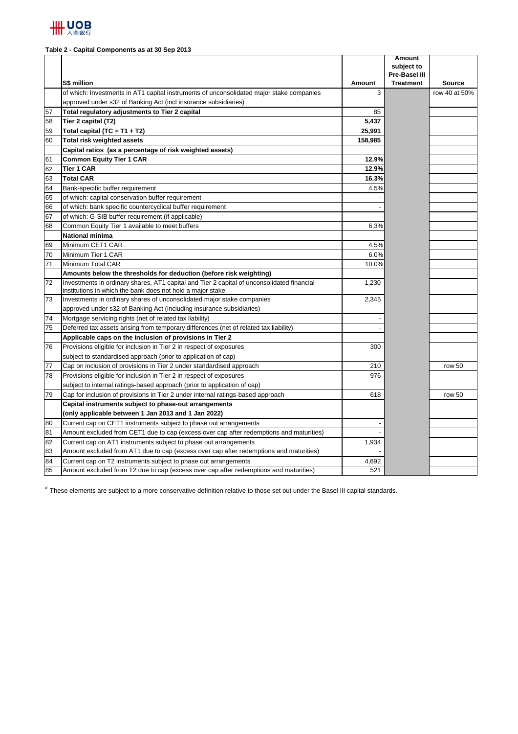**Table 2 - Capital Components as at 30 Sep 2013**

| | S$ million | Amount | Amount subject to Pre-Basel III Treatment | Source |
|---|---|---|---|---|
| | of which: Investments in AT1 capital instruments of unconsolidated major stake companies approved under s32 of Banking Act (incl insurance subsidiaries) | 3 | | row 40 at 50% |
| 57 | **Total regulatory adjustments to Tier 2 capital** | 85 | | |
| 58 | **Tier 2 capital (T2)** | **5,437** | | |
| 59 | **Total capital (TC = T1 + T2)** | **25,991** | | |
| 60 | **Total risk weighted assets** | **158,985** | | |
| | **Capital ratios (as a percentage of risk weighted assets)** | | | |
| 61 | **Common Equity Tier 1 CAR** | **12.9%** | | |
| 62 | **Tier 1 CAR** | **12.9%** | | |
| 63 | **Total CAR** | **16.3%** | | |
| 64 | Bank-specific buffer requirement | 4.5% | | |
| 65 | of which: capital conservation buffer requirement | - | | |
| 66 | of which: bank specific countercyclical buffer requirement | - | | |
| 67 | of which: G-SIB buffer requirement (if applicable) | - | | |
| 68 | Common Equity Tier 1 available to meet buffers | 6.3% | | |
| | **National minima** | | | |
| 69 | Minimum CET1 CAR | 4.5% | | |
| 70 | Minimum Tier 1 CAR | 6.0% | | |
| 71 | Minimum Total CAR | 10.0% | | |
| | **Amounts below the thresholds for deduction (before risk weighting)** | | | |
| 72 | Investments in ordinary shares, AT1 capital and Tier 2 capital of unconsolidated financial institutions in which the bank does not hold a major stake | 1,230 | | |
| 73 | Investments in ordinary shares of unconsolidated major stake companies approved under s32 of Banking Act (including insurance subsidiaries) | 2,345 | | |
| 74 | Mortgage servicing rights (net of related tax liability) | - | | |
| 75 | Deferred tax assets arising from temporary differences (net of related tax liability) | - | | |
| | **Applicable caps on the inclusion of provisions in Tier 2** | | | |
| 76 | Provisions eligible for inclusion in Tier 2 in respect of exposures subject to standardised approach (prior to application of cap) | 300 | | |
| 77 | Cap on inclusion of provisions in Tier 2 under standardised approach | 210 | | row 50 |
| 78 | Provisions eligible for inclusion in Tier 2 in respect of exposures subject to internal ratings-based approach (prior to application of cap) | 976 | | |
| 79 | Cap for inclusion of provisions in Tier 2 under internal ratings-based approach | 618 | | row 50 |
| | **Capital instruments subject to phase-out arrangements (only applicable between 1 Jan 2013 and 1 Jan 2022)** | | | |
| 80 | Current cap on CET1 instruments subject to phase out arrangements | - | | |
| 81 | Amount excluded from CET1 due to cap (excess over cap after redemptions and maturities) | - | | |
| 82 | Current cap on AT1 instruments subject to phase out arrangements | 1,934 | | |
| 83 | Amount excluded from AT1 due to cap (excess over cap after redemptions and maturities) | - | | |
| 84 | Current cap on T2 instruments subject to phase out arrangements | 4,692 | | |
| 85 | Amount excluded from T2 due to cap (excess over cap after redemptions and maturities) | 521 | | |

[#] These elements are subject to a more conservative definition relative to those set out under the Basel III capital standards.